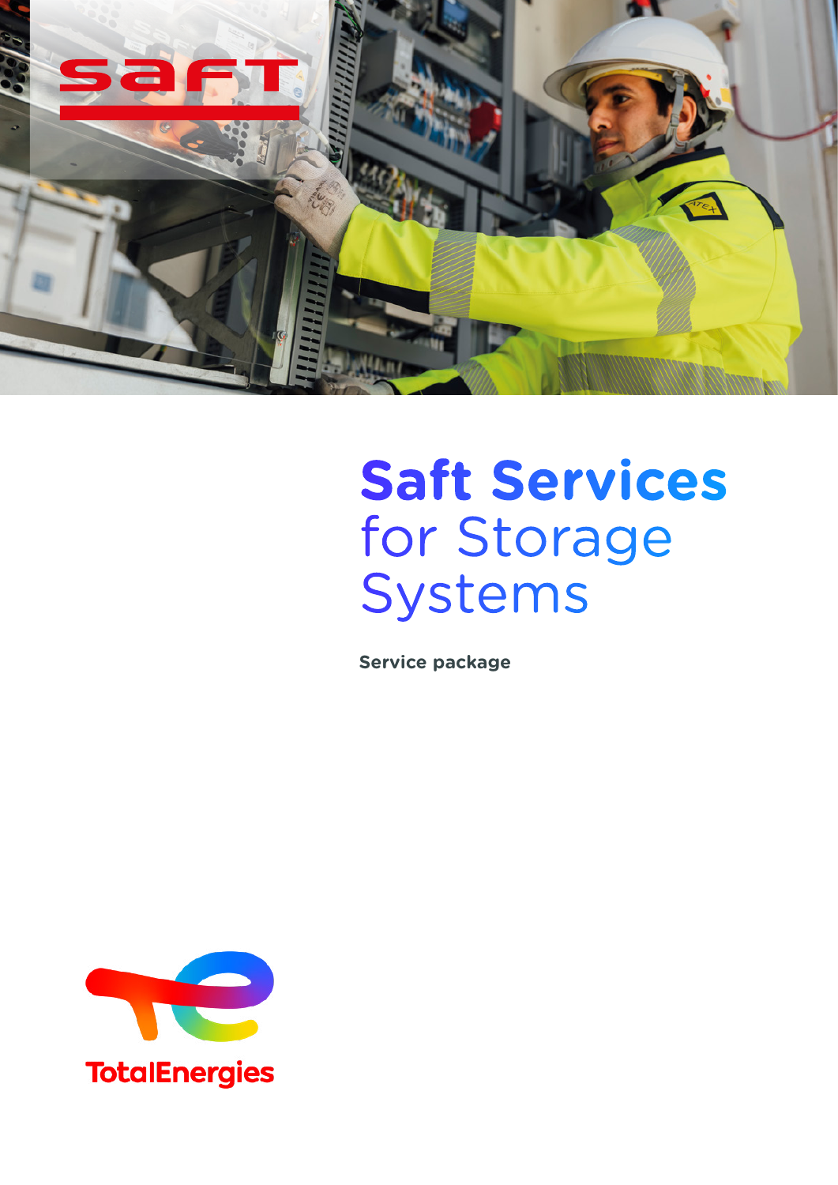# Saft Services for Storage Systems

**Service package**

TotalEnergies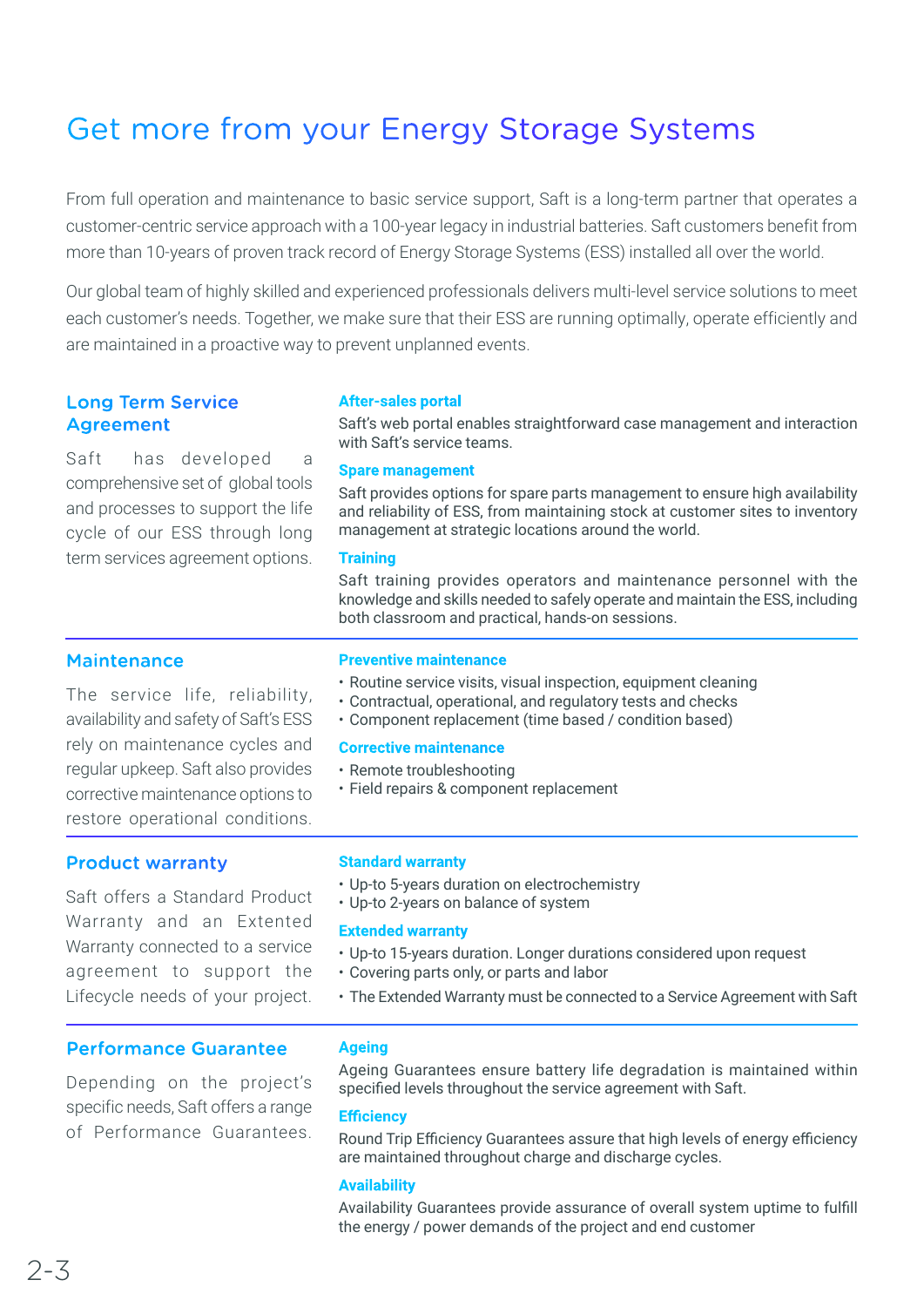# Get more from your Energy Storage Systems

From full operation and maintenance to basic service support, Saft is a long-term partner that operates a customer-centric service approach with a 100-year legacy in industrial batteries. Saft customers benefit from more than 10-years of proven track record of Energy Storage Systems (ESS) installed all over the world.

Our global team of highly skilled and experienced professionals delivers multi-level service solutions to meet each customer's needs. Together, we make sure that their ESS are running optimally, operate efficiently and are maintained in a proactive way to prevent unplanned events.

## Long Term Service Agreement

Saft has developed a comprehensive set of global tools and processes to support the life cycle of our ESS through long term services agreement options.

### After-sales portal

Saft's web portal enables straightforward case management and interaction with Saft's service teams.

### Spare management

Saft provides options for spare parts management to ensure high availability and reliability of ESS, from maintaining stock at customer sites to inventory management at strategic locations around the world.

### Training

Saft training provides operators and maintenance personnel with the knowledge and skills needed to safely operate and maintain the ESS, including both classroom and practical, hands-on sessions.

## Maintenance

The service life, reliability, availability and safety of Saft's ESS rely on maintenance cycles and regular upkeep. Saft also provides corrective maintenance options to restore operational conditions.

### Preventive maintenance

- Routine service visits, visual inspection, equipment cleaning
- Contractual, operational, and regulatory tests and checks
- Component replacement (time based / condition based)

### Corrective maintenance

- Remote troubleshooting
- Field repairs & component replacement

## Product warranty

Saft offers a Standard Product Warranty and an Extented Warranty connected to a service agreement to support the Lifecycle needs of your project.

### Standard warranty

- Up-to 5-years duration on electrochemistry
- Up-to 2-years on balance of system

### Extended warranty

- Up-to 15-years duration. Longer durations considered upon request
- Covering parts only, or parts and labor
- The Extended Warranty must be connected to a Service Agreement with Saft

## Performance Guarantee

Depending on the project's specific needs, Saft offers a range of Performance Guarantees.

### Ageing

Ageing Guarantees ensure battery life degradation is maintained within specified levels throughout the service agreement with Saft.

### Efficiency

Round Trip Efficiency Guarantees assure that high levels of energy efficiency are maintained throughout charge and discharge cycles.

### Availability

Availability Guarantees provide assurance of overall system uptime to fulfill the energy / power demands of the project and end customer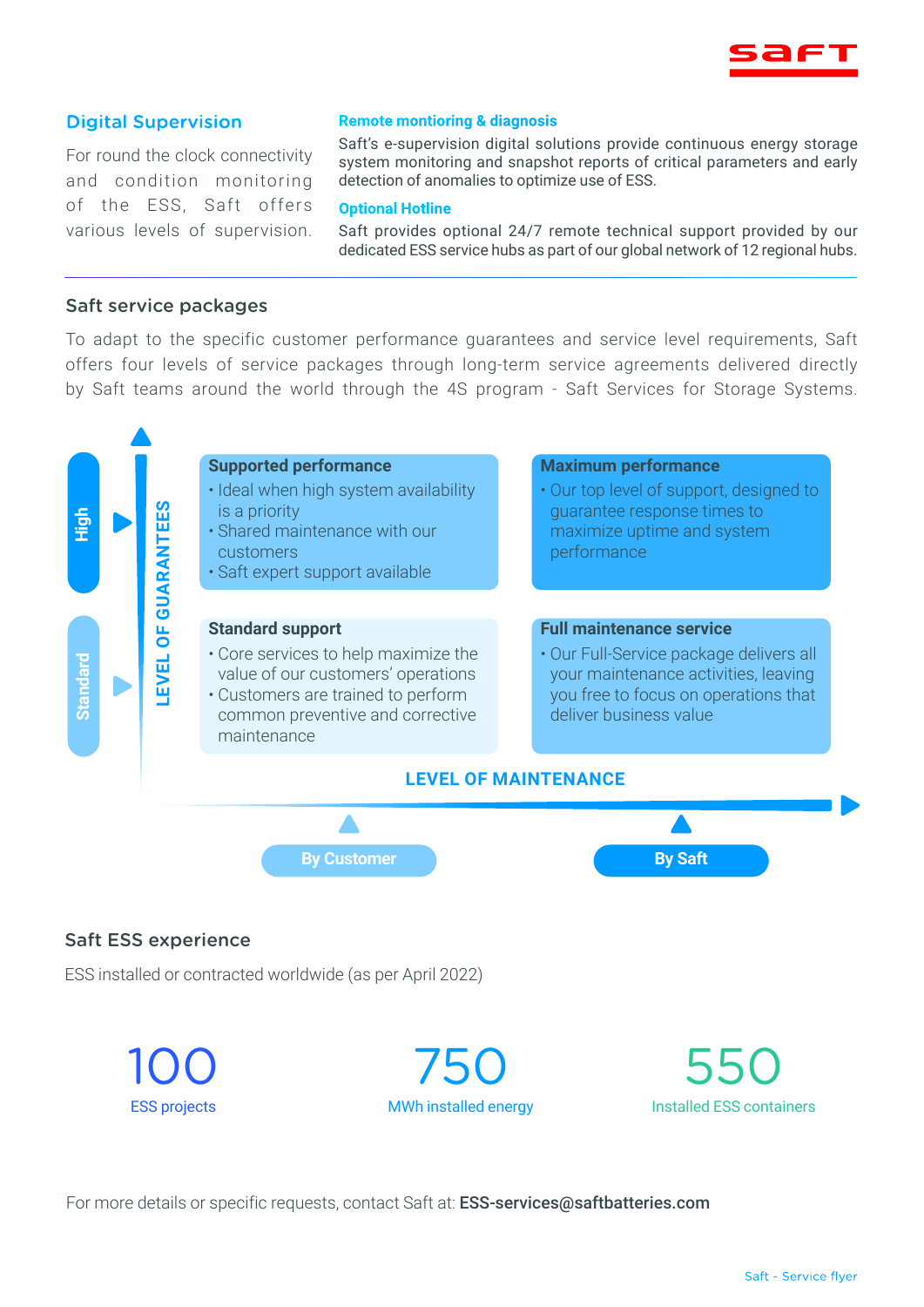## Digital Supervision

For round the clock connectivity and condition monitoring of the ESS, Saft offers various levels of supervision.

**Remote montioring & diagnosis**

Saft's e-supervision digital solutions provide continuous energy storage system monitoring and snapshot reports of critical parameters and early detection of anomalies to optimize use of ESS.

**Optional Hotline**

Saft provides optional 24/7 remote technical support provided by our dedicated ESS service hubs as part of our global network of 12 regional hubs.

## Saft service packages

To adapt to the specific customer performance guarantees and service level requirements, Saft offers four levels of service packages through long-term service agreements delivered directly by Saft teams around the world through the 4S program - Saft Services for Storage Systems.

| LEVEL OF GUARANTEES | By Customer | By Saft |
|---|---|---|
| High | **Supported performance**<br>• Ideal when high system availability is a priority<br>• Shared maintenance with our customers<br>• Saft expert support available | **Maximum performance**<br>• Our top level of support, designed to guarantee response times to maximize uptime and system performance |
| Standard | **Standard support**<br>• Core services to help maximize the value of our customers' operations<br>• Customers are trained to perform common preventive and corrective maintenance | **Full maintenance service**<br>• Our Full-Service package delivers all your maintenance activities, leaving you free to focus on operations that deliver business value |

LEVEL OF MAINTENANCE

## Saft ESS experience

ESS installed or contracted worldwide (as per April 2022)

- **100** ESS projects
- **750** MWh installed energy
- **550** Installed ESS containers

For more details or specific requests, contact Saft at: **ESS-services@saftbatteries.com**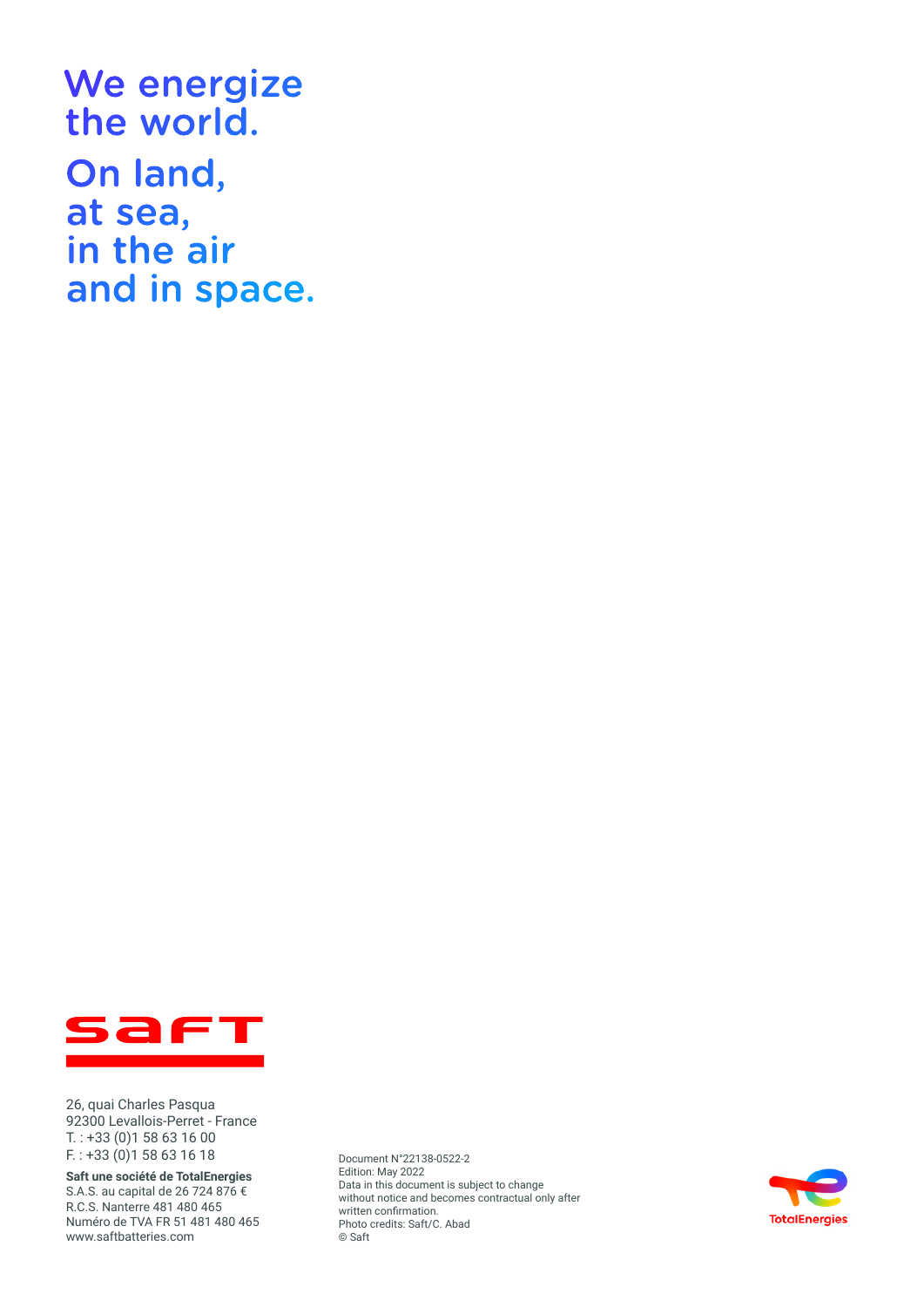We energize the world.

On land,
at sea,
in the air
and in space.

26, quai Charles Pasqua
92300 Levallois-Perret - France
T. : +33 (0)1 58 63 16 00
F. : +33 (0)1 58 63 16 18

**Saft une société de TotalEnergies**
S.A.S. au capital de 26 724 876 €
R.C.S. Nanterre 481 480 465
Numéro de TVA FR 51 481 480 465
www.saftbatteries.com

Document N°22138-0522-2
Edition: May 2022
Data in this document is subject to change without notice and becomes contractual only after written confirmation.
Photo credits: Saft/C. Abad
© Saft

TotalEnergies